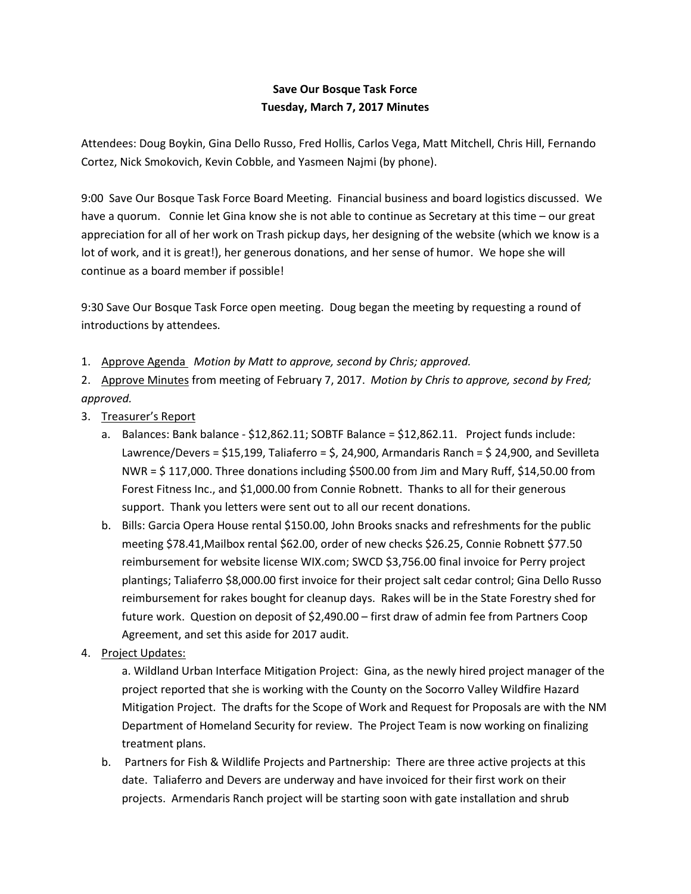**Save Our Bosque Task Force**
**Tuesday, March 7, 2017 Minutes**

Attendees: Doug Boykin, Gina Dello Russo, Fred Hollis, Carlos Vega, Matt Mitchell, Chris Hill, Fernando Cortez, Nick Smokovich, Kevin Cobble, and Yasmeen Najmi (by phone).

9:00 Save Our Bosque Task Force Board Meeting. Financial business and board logistics discussed. We have a quorum. Connie let Gina know she is not able to continue as Secretary at this time – our great appreciation for all of her work on Trash pickup days, her designing of the website (which we know is a lot of work, and it is great!), her generous donations, and her sense of humor. We hope she will continue as a board member if possible!

9:30 Save Our Bosque Task Force open meeting. Doug began the meeting by requesting a round of introductions by attendees.

1. Approve Agenda *Motion by Matt to approve, second by Chris; approved.*
2. Approve Minutes from meeting of February 7, 2017. *Motion by Chris to approve, second by Fred; approved.*
3. Treasurer's Report
   a. Balances: Bank balance - $12,862.11; SOBTF Balance = $12,862.11. Project funds include: Lawrence/Devers = $15,199, Taliaferro = $, 24,900, Armandaris Ranch = $ 24,900, and Sevilleta NWR = $ 117,000. Three donations including $500.00 from Jim and Mary Ruff, $14,50.00 from Forest Fitness Inc., and $1,000.00 from Connie Robnett. Thanks to all for their generous support. Thank you letters were sent out to all our recent donations.
   b. Bills: Garcia Opera House rental $150.00, John Brooks snacks and refreshments for the public meeting $78.41,Mailbox rental $62.00, order of new checks $26.25, Connie Robnett $77.50 reimbursement for website license WIX.com; SWCD $3,756.00 final invoice for Perry project plantings; Taliaferro $8,000.00 first invoice for their project salt cedar control; Gina Dello Russo reimbursement for rakes bought for cleanup days. Rakes will be in the State Forestry shed for future work. Question on deposit of $2,490.00 – first draw of admin fee from Partners Coop Agreement, and set this aside for 2017 audit.
4. Project Updates:

   a. Wildland Urban Interface Mitigation Project: Gina, as the newly hired project manager of the project reported that she is working with the County on the Socorro Valley Wildfire Hazard Mitigation Project. The drafts for the Scope of Work and Request for Proposals are with the NM Department of Homeland Security for review. The Project Team is now working on finalizing treatment plans.

   b. Partners for Fish & Wildlife Projects and Partnership: There are three active projects at this date. Taliaferro and Devers are underway and have invoiced for their first work on their projects. Armendaris Ranch project will be starting soon with gate installation and shrub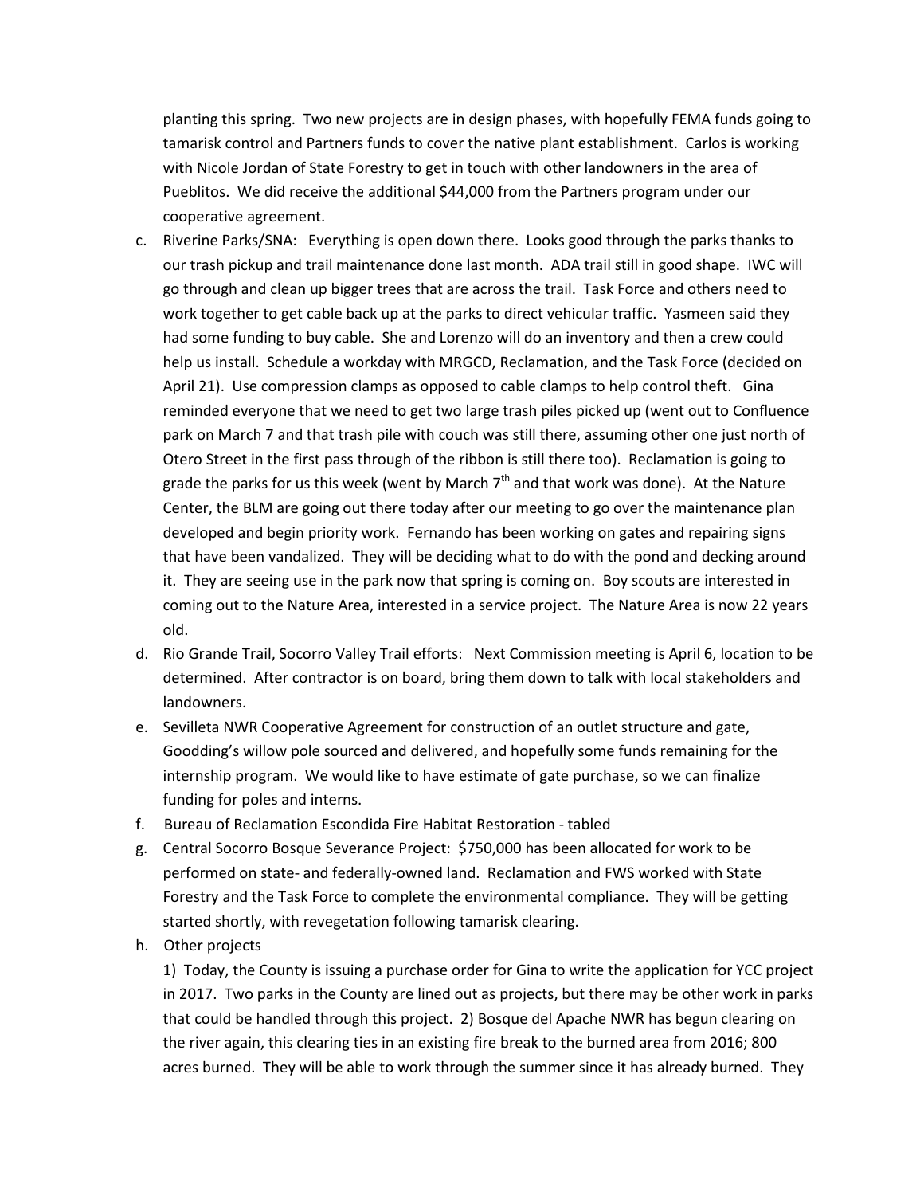planting this spring. Two new projects are in design phases, with hopefully FEMA funds going to tamarisk control and Partners funds to cover the native plant establishment. Carlos is working with Nicole Jordan of State Forestry to get in touch with other landowners in the area of Pueblitos. We did receive the additional $44,000 from the Partners program under our cooperative agreement.

c. Riverine Parks/SNA: Everything is open down there. Looks good through the parks thanks to our trash pickup and trail maintenance done last month. ADA trail still in good shape. IWC will go through and clean up bigger trees that are across the trail. Task Force and others need to work together to get cable back up at the parks to direct vehicular traffic. Yasmeen said they had some funding to buy cable. She and Lorenzo will do an inventory and then a crew could help us install. Schedule a workday with MRGCD, Reclamation, and the Task Force (decided on April 21). Use compression clamps as opposed to cable clamps to help control theft. Gina reminded everyone that we need to get two large trash piles picked up (went out to Confluence park on March 7 and that trash pile with couch was still there, assuming other one just north of Otero Street in the first pass through of the ribbon is still there too). Reclamation is going to grade the parks for us this week (went by March 7th and that work was done). At the Nature Center, the BLM are going out there today after our meeting to go over the maintenance plan developed and begin priority work. Fernando has been working on gates and repairing signs that have been vandalized. They will be deciding what to do with the pond and decking around it. They are seeing use in the park now that spring is coming on. Boy scouts are interested in coming out to the Nature Area, interested in a service project. The Nature Area is now 22 years old.

d. Rio Grande Trail, Socorro Valley Trail efforts: Next Commission meeting is April 6, location to be determined. After contractor is on board, bring them down to talk with local stakeholders and landowners.

e. Sevilleta NWR Cooperative Agreement for construction of an outlet structure and gate, Goodding's willow pole sourced and delivered, and hopefully some funds remaining for the internship program. We would like to have estimate of gate purchase, so we can finalize funding for poles and interns.

f. Bureau of Reclamation Escondida Fire Habitat Restoration - tabled

g. Central Socorro Bosque Severance Project: $750,000 has been allocated for work to be performed on state- and federally-owned land. Reclamation and FWS worked with State Forestry and the Task Force to complete the environmental compliance. They will be getting started shortly, with revegetation following tamarisk clearing.

h. Other projects

1) Today, the County is issuing a purchase order for Gina to write the application for YCC project in 2017. Two parks in the County are lined out as projects, but there may be other work in parks that could be handled through this project. 2) Bosque del Apache NWR has begun clearing on the river again, this clearing ties in an existing fire break to the burned area from 2016; 800 acres burned. They will be able to work through the summer since it has already burned. They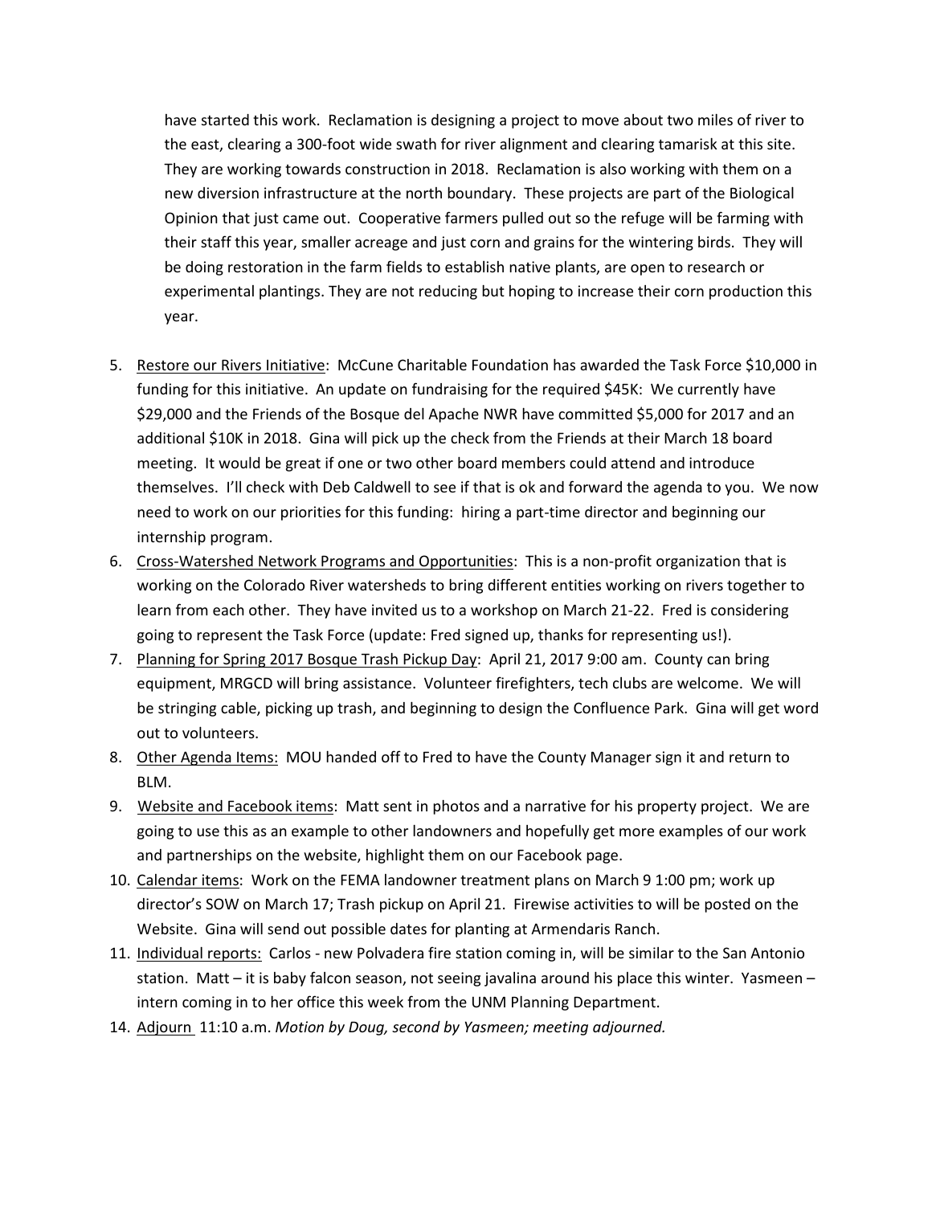have started this work. Reclamation is designing a project to move about two miles of river to the east, clearing a 300-foot wide swath for river alignment and clearing tamarisk at this site. They are working towards construction in 2018. Reclamation is also working with them on a new diversion infrastructure at the north boundary. These projects are part of the Biological Opinion that just came out. Cooperative farmers pulled out so the refuge will be farming with their staff this year, smaller acreage and just corn and grains for the wintering birds. They will be doing restoration in the farm fields to establish native plants, are open to research or experimental plantings. They are not reducing but hoping to increase their corn production this year.

5. Restore our Rivers Initiative: McCune Charitable Foundation has awarded the Task Force $10,000 in funding for this initiative. An update on fundraising for the required $45K: We currently have $29,000 and the Friends of the Bosque del Apache NWR have committed $5,000 for 2017 and an additional $10K in 2018. Gina will pick up the check from the Friends at their March 18 board meeting. It would be great if one or two other board members could attend and introduce themselves. I'll check with Deb Caldwell to see if that is ok and forward the agenda to you. We now need to work on our priorities for this funding: hiring a part-time director and beginning our internship program.
6. Cross-Watershed Network Programs and Opportunities: This is a non-profit organization that is working on the Colorado River watersheds to bring different entities working on rivers together to learn from each other. They have invited us to a workshop on March 21-22. Fred is considering going to represent the Task Force (update: Fred signed up, thanks for representing us!).
7. Planning for Spring 2017 Bosque Trash Pickup Day: April 21, 2017 9:00 am. County can bring equipment, MRGCD will bring assistance. Volunteer firefighters, tech clubs are welcome. We will be stringing cable, picking up trash, and beginning to design the Confluence Park. Gina will get word out to volunteers.
8. Other Agenda Items: MOU handed off to Fred to have the County Manager sign it and return to BLM.
9. Website and Facebook items: Matt sent in photos and a narrative for his property project. We are going to use this as an example to other landowners and hopefully get more examples of our work and partnerships on the website, highlight them on our Facebook page.
10. Calendar items: Work on the FEMA landowner treatment plans on March 9 1:00 pm; work up director's SOW on March 17; Trash pickup on April 21. Firewise activities to will be posted on the Website. Gina will send out possible dates for planting at Armendaris Ranch.
11. Individual reports: Carlos - new Polvadera fire station coming in, will be similar to the San Antonio station. Matt – it is baby falcon season, not seeing javalina around his place this winter. Yasmeen – intern coming in to her office this week from the UNM Planning Department.
14. Adjourn 11:10 a.m. *Motion by Doug, second by Yasmeen; meeting adjourned.*